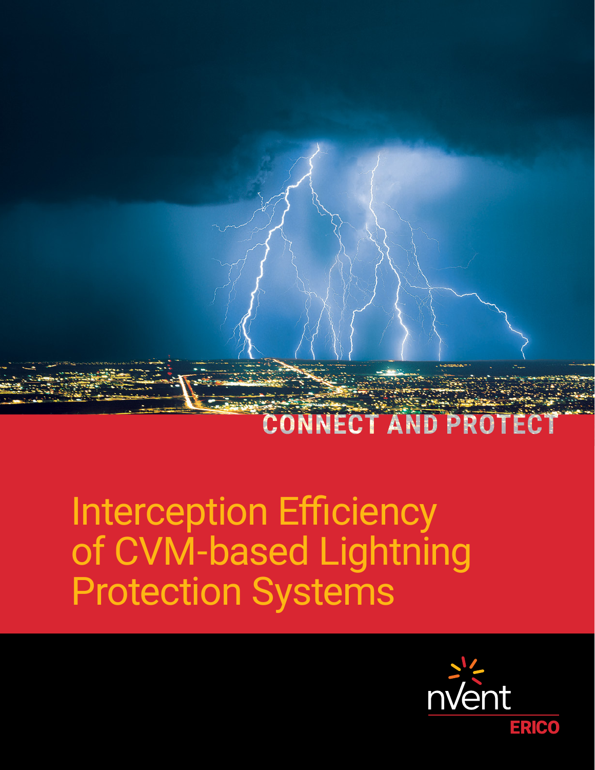CONNECT AND PROTECT

# Interception Efficiency of CVM-based Lightning Protection Systems

nVent ERICO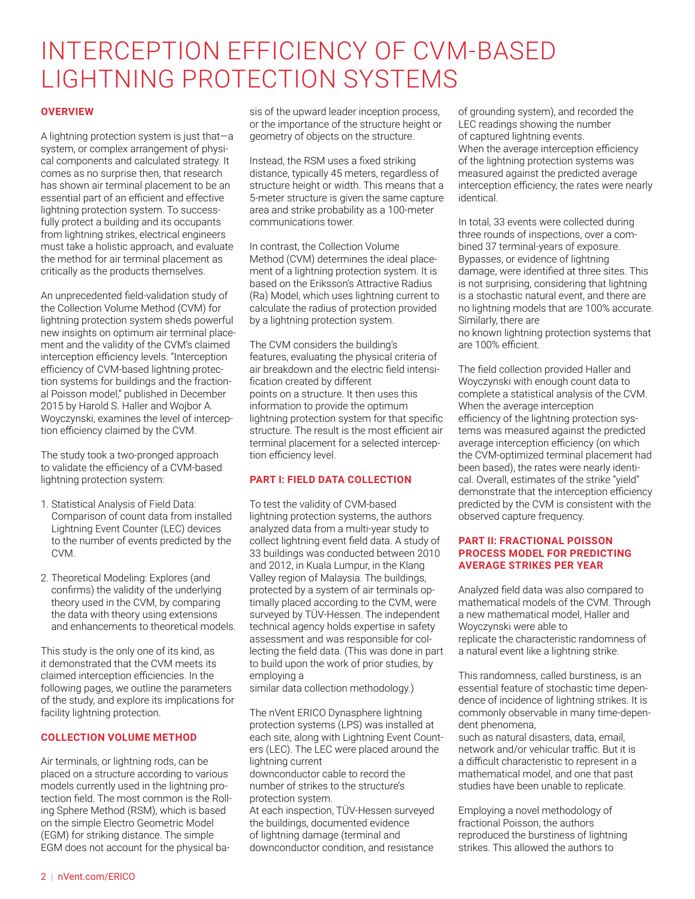# INTERCEPTION EFFICIENCY OF CVM-BASED LIGHTNING PROTECTION SYSTEMS

## OVERVIEW

A lightning protection system is just that—a system, or complex arrangement of physical components and calculated strategy. It comes as no surprise then, that research has shown air terminal placement to be an essential part of an efficient and effective lightning protection system. To successfully protect a building and its occupants from lightning strikes, electrical engineers must take a holistic approach, and evaluate the method for air terminal placement as critically as the products themselves.

An unprecedented field-validation study of the Collection Volume Method (CVM) for lightning protection system sheds powerful new insights on optimum air terminal placement and the validity of the CVM's claimed interception efficiency levels. "Interception efficiency of CVM-based lightning protection systems for buildings and the fractional Poisson model," published in December 2015 by Harold S. Haller and Wojbor A. Woyczynski, examines the level of interception efficiency claimed by the CVM.

The study took a two-pronged approach to validate the efficiency of a CVM-based lightning protection system:

1. Statistical Analysis of Field Data: Comparison of count data from installed Lightning Event Counter (LEC) devices to the number of events predicted by the CVM.
2. Theoretical Modeling: Explores (and confirms) the validity of the underlying theory used in the CVM, by comparing the data with theory using extensions and enhancements to theoretical models.

This study is the only one of its kind, as it demonstrated that the CVM meets its claimed interception efficiencies. In the following pages, we outline the parameters of the study, and explore its implications for facility lightning protection.

## COLLECTION VOLUME METHOD

Air terminals, or lightning rods, can be placed on a structure according to various models currently used in the lightning protection field. The most common is the Rolling Sphere Method (RSM), which is based on the simple Electro Geometric Model (EGM) for striking distance. The simple EGM does not account for the physical basis of the upward leader inception process, or the importance of the structure height or geometry of objects on the structure.

Instead, the RSM uses a fixed striking distance, typically 45 meters, regardless of structure height or width. This means that a 5-meter structure is given the same capture area and strike probability as a 100-meter communications tower.

In contrast, the Collection Volume Method (CVM) determines the ideal placement of a lightning protection system. It is based on the Eriksson's Attractive Radius (Ra) Model, which uses lightning current to calculate the radius of protection provided by a lightning protection system.

The CVM considers the building's features, evaluating the physical criteria of air breakdown and the electric field intensification created by different points on a structure. It then uses this information to provide the optimum lightning protection system for that specific structure. The result is the most efficient air terminal placement for a selected interception efficiency level.

## PART I: FIELD DATA COLLECTION

To test the validity of CVM-based lightning protection systems, the authors analyzed data from a multi-year study to collect lightning event field data. A study of 33 buildings was conducted between 2010 and 2012, in Kuala Lumpur, in the Klang Valley region of Malaysia. The buildings, protected by a system of air terminals optimally placed according to the CVM, were surveyed by TÜV-Hessen. The independent technical agency holds expertise in safety assessment and was responsible for collecting the field data. (This was done in part to build upon the work of prior studies, by employing a similar data collection methodology.)

The nVent ERICO Dynasphere lightning protection systems (LPS) was installed at each site, along with Lightning Event Counters (LEC). The LEC were placed around the lightning current downconductor cable to record the number of strikes to the structure's protection system.

At each inspection, TÜV-Hessen surveyed the buildings, documented evidence of lightning damage (terminal and downconductor condition, and resistance of grounding system), and recorded the LEC readings showing the number of captured lightning events.

When the average interception efficiency of the lightning protection systems was measured against the predicted average interception efficiency, the rates were nearly identical.

In total, 33 events were collected during three rounds of inspections, over a combined 37 terminal-years of exposure. Bypasses, or evidence of lightning damage, were identified at three sites. This is not surprising, considering that lightning is a stochastic natural event, and there are no lightning models that are 100% accurate. Similarly, there are no known lightning protection systems that are 100% efficient.

The field collection provided Haller and Woyczynski with enough count data to complete a statistical analysis of the CVM. When the average interception efficiency of the lightning protection systems was measured against the predicted average interception efficiency (on which the CVM-optimized terminal placement had been based), the rates were nearly identical. Overall, estimates of the strike "yield" demonstrate that the interception efficiency predicted by the CVM is consistent with the observed capture frequency.

## PART II: FRACTIONAL POISSON PROCESS MODEL FOR PREDICTING AVERAGE STRIKES PER YEAR

Analyzed field data was also compared to mathematical models of the CVM. Through a new mathematical model, Haller and Woyczynski were able to replicate the characteristic randomness of a natural event like a lightning strike.

This randomness, called burstiness, is an essential feature of stochastic time dependence of incidence of lightning strikes. It is commonly observable in many time-dependent phenomena, such as natural disasters, data, email, network and/or vehicular traffic. But it is a difficult characteristic to represent in a mathematical model, and one that past studies have been unable to replicate.

Employing a novel methodology of fractional Poisson, the authors reproduced the burstiness of lightning strikes. This allowed the authors to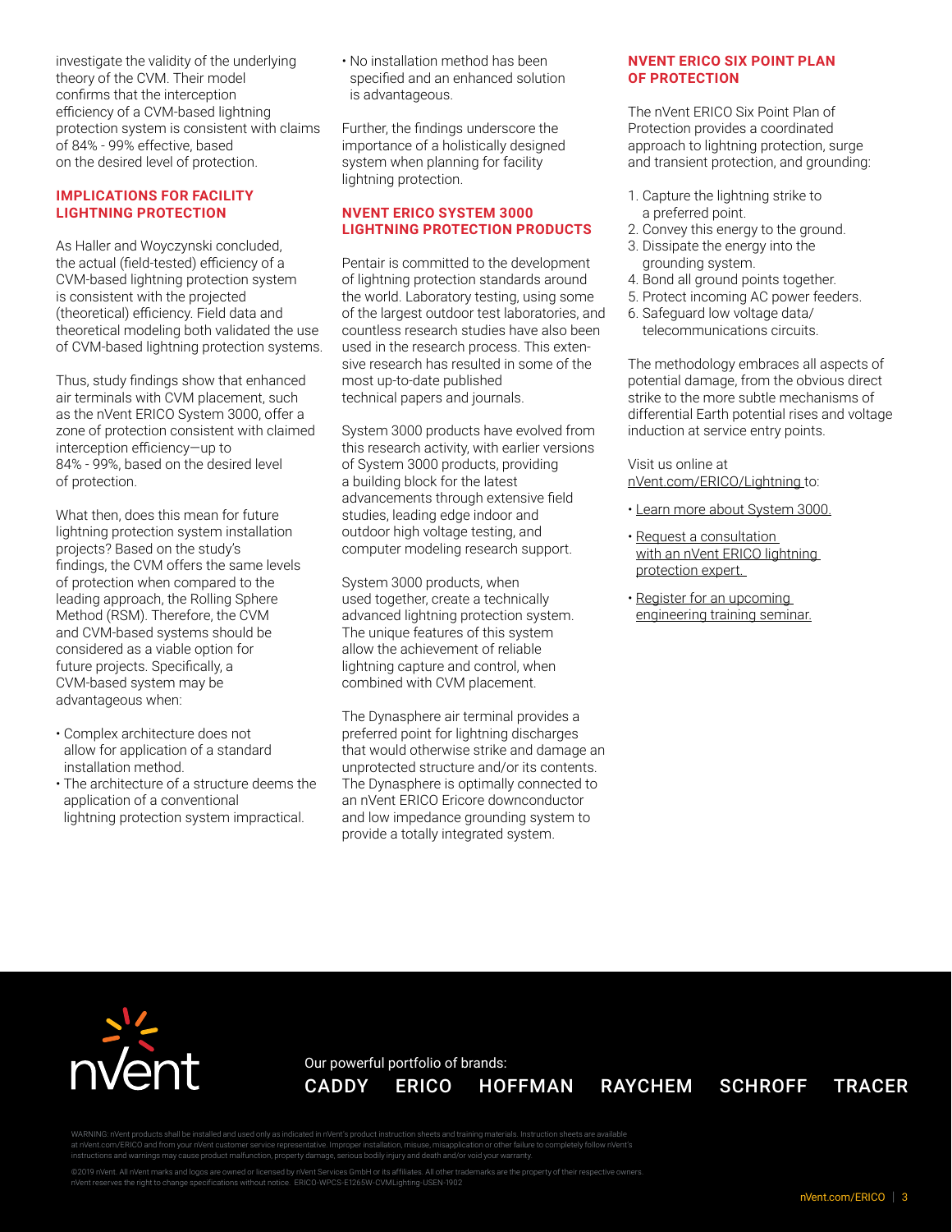investigate the validity of the underlying theory of the CVM. Their model confirms that the interception efficiency of a CVM-based lightning protection system is consistent with claims of 84% - 99% effective, based on the desired level of protection.

## IMPLICATIONS FOR FACILITY LIGHTNING PROTECTION

As Haller and Woyczynski concluded, the actual (field-tested) efficiency of a CVM-based lightning protection system is consistent with the projected (theoretical) efficiency. Field data and theoretical modeling both validated the use of CVM-based lightning protection systems.

Thus, study findings show that enhanced air terminals with CVM placement, such as the nVent ERICO System 3000, offer a zone of protection consistent with claimed interception efficiency—up to 84% - 99%, based on the desired level of protection.

What then, does this mean for future lightning protection system installation projects? Based on the study's findings, the CVM offers the same levels of protection when compared to the leading approach, the Rolling Sphere Method (RSM). Therefore, the CVM and CVM-based systems should be considered as a viable option for future projects. Specifically, a CVM-based system may be advantageous when:

- Complex architecture does not allow for application of a standard installation method.
- The architecture of a structure deems the application of a conventional lightning protection system impractical.
- No installation method has been specified and an enhanced solution is advantageous.

Further, the findings underscore the importance of a holistically designed system when planning for facility lightning protection.

## NVENT ERICO SYSTEM 3000 LIGHTNING PROTECTION PRODUCTS

Pentair is committed to the development of lightning protection standards around the world. Laboratory testing, using some of the largest outdoor test laboratories, and countless research studies have also been used in the research process. This extensive research has resulted in some of the most up-to-date published technical papers and journals.

System 3000 products have evolved from this research activity, with earlier versions of System 3000 products, providing a building block for the latest advancements through extensive field studies, leading edge indoor and outdoor high voltage testing, and computer modeling research support.

System 3000 products, when used together, create a technically advanced lightning protection system. The unique features of this system allow the achievement of reliable lightning capture and control, when combined with CVM placement.

The Dynasphere air terminal provides a preferred point for lightning discharges that would otherwise strike and damage an unprotected structure and/or its contents. The Dynasphere is optimally connected to an nVent ERICO Ericore downconductor and low impedance grounding system to provide a totally integrated system.

## NVENT ERICO SIX POINT PLAN OF PROTECTION

The nVent ERICO Six Point Plan of Protection provides a coordinated approach to lightning protection, surge and transient protection, and grounding:

1. Capture the lightning strike to a preferred point.
2. Convey this energy to the ground.
3. Dissipate the energy into the grounding system.
4. Bond all ground points together.
5. Protect incoming AC power feeders.
6. Safeguard low voltage data/telecommunications circuits.

The methodology embraces all aspects of potential damage, from the obvious direct strike to the more subtle mechanisms of differential Earth potential rises and voltage induction at service entry points.

Visit us online at nVent.com/ERICO/Lightning to:

- Learn more about System 3000.
- Request a consultation with an nVent ERICO lightning protection expert.
- Register for an upcoming engineering training seminar.

nVent

Our powerful portfolio of brands:
CADDY ERICO HOFFMAN RAYCHEM SCHROFF TRACER

WARNING: nVent products shall be installed and used only as indicated in nVent's product instruction sheets and training materials. Instruction sheets are available at nVent.com/ERICO and from your nVent customer service representative. Improper installation, misuse, misapplication or other failure to completely follow nVent's instructions and warnings may cause product malfunction, property damage, serious bodily injury and death and/or void your warranty.

©2019 nVent. All nVent marks and logos are owned or licensed by nVent Services GmbH or its affiliates. All other trademarks are the property of their respective owners. nVent reserves the right to change specifications without notice. ERICO-WPCS-E1265W-CVMLighting-USEN-1902

nVent.com/ERICO